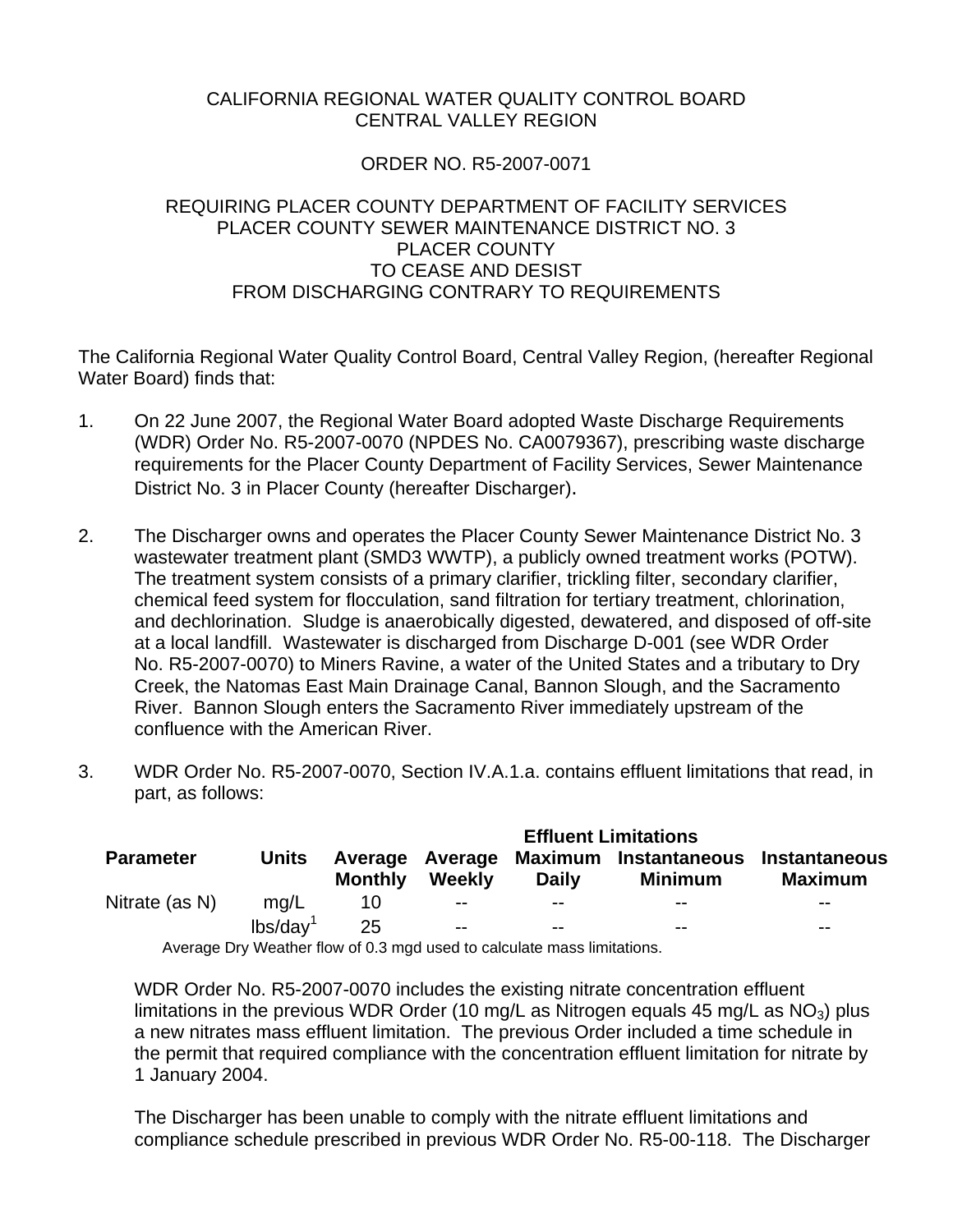CALIFORNIA REGIONAL WATER QUALITY CONTROL BOARD
CENTRAL VALLEY REGION

ORDER NO. R5-2007-0071

REQUIRING PLACER COUNTY DEPARTMENT OF FACILITY SERVICES
PLACER COUNTY SEWER MAINTENANCE DISTRICT NO. 3
PLACER COUNTY
TO CEASE AND DESIST
FROM DISCHARGING CONTRARY TO REQUIREMENTS

The California Regional Water Quality Control Board, Central Valley Region, (hereafter Regional Water Board) finds that:

1. On 22 June 2007, the Regional Water Board adopted Waste Discharge Requirements (WDR) Order No. R5-2007-0070 (NPDES No. CA0079367), prescribing waste discharge requirements for the Placer County Department of Facility Services, Sewer Maintenance District No. 3 in Placer County (hereafter Discharger).

2. The Discharger owns and operates the Placer County Sewer Maintenance District No. 3 wastewater treatment plant (SMD3 WWTP), a publicly owned treatment works (POTW). The treatment system consists of a primary clarifier, trickling filter, secondary clarifier, chemical feed system for flocculation, sand filtration for tertiary treatment, chlorination, and dechlorination. Sludge is anaerobically digested, dewatered, and disposed of off-site at a local landfill. Wastewater is discharged from Discharge D-001 (see WDR Order No. R5-2007-0070) to Miners Ravine, a water of the United States and a tributary to Dry Creek, the Natomas East Main Drainage Canal, Bannon Slough, and the Sacramento River. Bannon Slough enters the Sacramento River immediately upstream of the confluence with the American River.

3. WDR Order No. R5-2007-0070, Section IV.A.1.a. contains effluent limitations that read, in part, as follows:

| Parameter | Units | Effluent Limitations | | | | |
|---|---|---|---|---|---|---|
| | | Average Monthly | Average Weekly | Maximum Daily | Instantaneous Minimum | Instantaneous Maximum |
| Nitrate (as N) | mg/L | 10 | -- | -- | -- | -- |
| | lbs/day[1] | 25 | -- | -- | -- | -- |

[1] Average Dry Weather flow of 0.3 mgd used to calculate mass limitations.

WDR Order No. R5-2007-0070 includes the existing nitrate concentration effluent limitations in the previous WDR Order (10 mg/L as Nitrogen equals 45 mg/L as $NO_3$) plus a new nitrates mass effluent limitation. The previous Order included a time schedule in the permit that required compliance with the concentration effluent limitation for nitrate by 1 January 2004.

The Discharger has been unable to comply with the nitrate effluent limitations and compliance schedule prescribed in previous WDR Order No. R5-00-118. The Discharger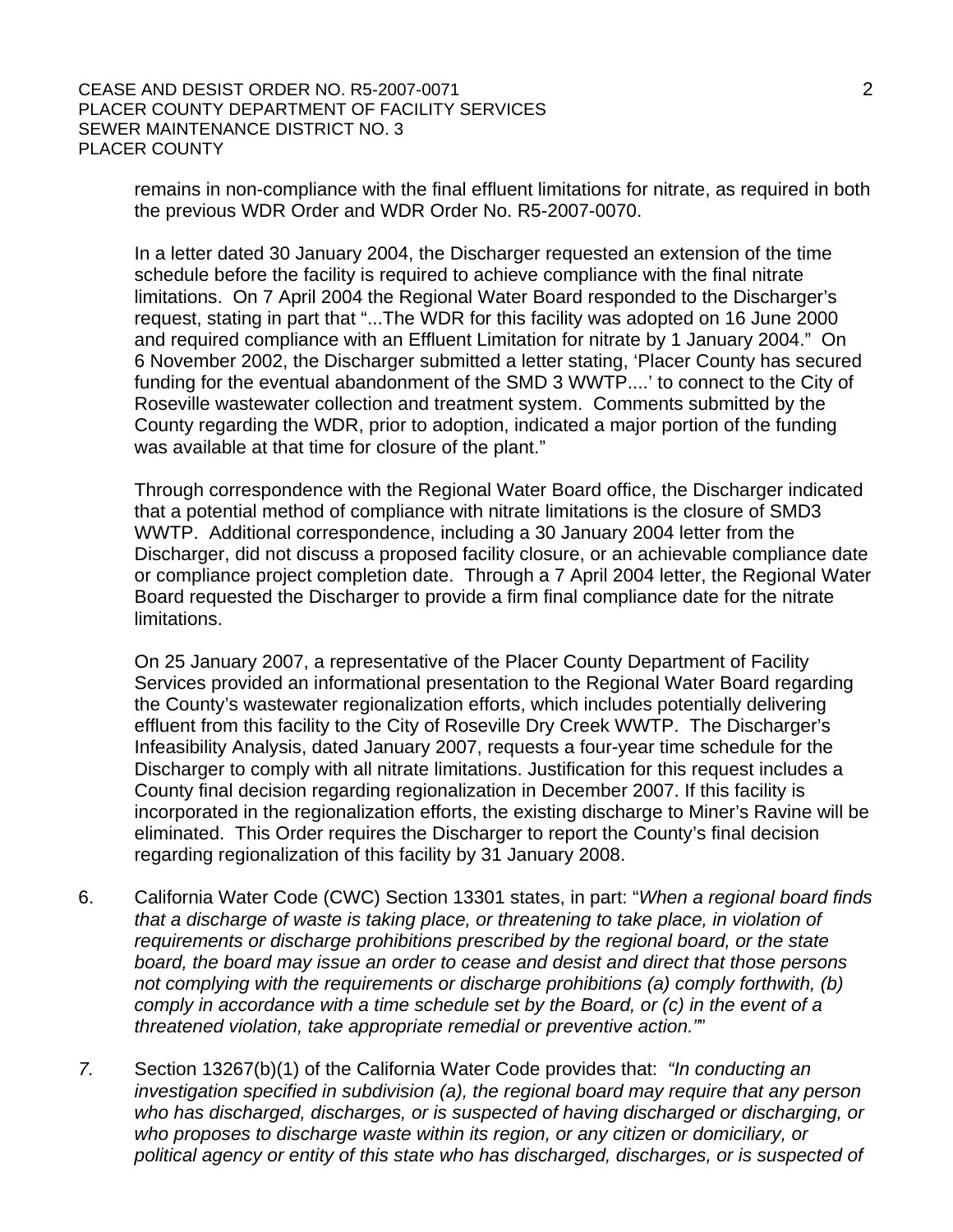remains in non-compliance with the final effluent limitations for nitrate, as required in both the previous WDR Order and WDR Order No. R5-2007-0070.

In a letter dated 30 January 2004, the Discharger requested an extension of the time schedule before the facility is required to achieve compliance with the final nitrate limitations. On 7 April 2004 the Regional Water Board responded to the Discharger's request, stating in part that "...The WDR for this facility was adopted on 16 June 2000 and required compliance with an Effluent Limitation for nitrate by 1 January 2004." On 6 November 2002, the Discharger submitted a letter stating, 'Placer County has secured funding for the eventual abandonment of the SMD 3 WWTP....' to connect to the City of Roseville wastewater collection and treatment system. Comments submitted by the County regarding the WDR, prior to adoption, indicated a major portion of the funding was available at that time for closure of the plant."

Through correspondence with the Regional Water Board office, the Discharger indicated that a potential method of compliance with nitrate limitations is the closure of SMD3 WWTP. Additional correspondence, including a 30 January 2004 letter from the Discharger, did not discuss a proposed facility closure, or an achievable compliance date or compliance project completion date. Through a 7 April 2004 letter, the Regional Water Board requested the Discharger to provide a firm final compliance date for the nitrate limitations.

On 25 January 2007, a representative of the Placer County Department of Facility Services provided an informational presentation to the Regional Water Board regarding the County's wastewater regionalization efforts, which includes potentially delivering effluent from this facility to the City of Roseville Dry Creek WWTP. The Discharger's Infeasibility Analysis, dated January 2007, requests a four-year time schedule for the Discharger to comply with all nitrate limitations. Justification for this request includes a County final decision regarding regionalization in December 2007. If this facility is incorporated in the regionalization efforts, the existing discharge to Miner's Ravine will be eliminated. This Order requires the Discharger to report the County's final decision regarding regionalization of this facility by 31 January 2008.

6. California Water Code (CWC) Section 13301 states, in part: "*When a regional board finds that a discharge of waste is taking place, or threatening to take place, in violation of requirements or discharge prohibitions prescribed by the regional board, or the state board, the board may issue an order to cease and desist and direct that those persons not complying with the requirements or discharge prohibitions (a) comply forthwith, (b) comply in accordance with a time schedule set by the Board, or (c) in the event of a threatened violation, take appropriate remedial or preventive action.*""

7. Section 13267(b)(1) of the California Water Code provides that: *"In conducting an investigation specified in subdivision (a), the regional board may require that any person who has discharged, discharges, or is suspected of having discharged or discharging, or who proposes to discharge waste within its region, or any citizen or domiciliary, or political agency or entity of this state who has discharged, discharges, or is suspected of*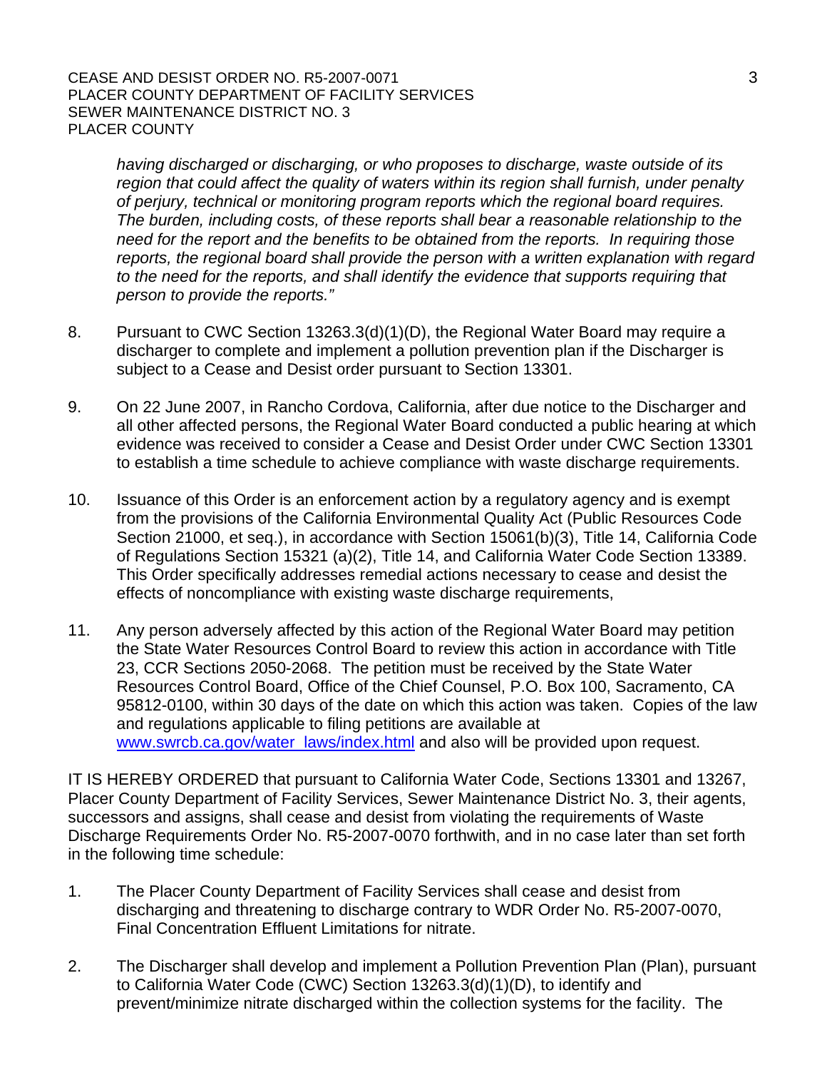*having discharged or discharging, or who proposes to discharge, waste outside of its region that could affect the quality of waters within its region shall furnish, under penalty of perjury, technical or monitoring program reports which the regional board requires. The burden, including costs, of these reports shall bear a reasonable relationship to the need for the report and the benefits to be obtained from the reports. In requiring those reports, the regional board shall provide the person with a written explanation with regard to the need for the reports, and shall identify the evidence that supports requiring that person to provide the reports."*

8. Pursuant to CWC Section 13263.3(d)(1)(D), the Regional Water Board may require a discharger to complete and implement a pollution prevention plan if the Discharger is subject to a Cease and Desist order pursuant to Section 13301.

9. On 22 June 2007, in Rancho Cordova, California, after due notice to the Discharger and all other affected persons, the Regional Water Board conducted a public hearing at which evidence was received to consider a Cease and Desist Order under CWC Section 13301 to establish a time schedule to achieve compliance with waste discharge requirements.

10. Issuance of this Order is an enforcement action by a regulatory agency and is exempt from the provisions of the California Environmental Quality Act (Public Resources Code Section 21000, et seq.), in accordance with Section 15061(b)(3), Title 14, California Code of Regulations Section 15321 (a)(2), Title 14, and California Water Code Section 13389. This Order specifically addresses remedial actions necessary to cease and desist the effects of noncompliance with existing waste discharge requirements,

11. Any person adversely affected by this action of the Regional Water Board may petition the State Water Resources Control Board to review this action in accordance with Title 23, CCR Sections 2050-2068. The petition must be received by the State Water Resources Control Board, Office of the Chief Counsel, P.O. Box 100, Sacramento, CA 95812-0100, within 30 days of the date on which this action was taken. Copies of the law and regulations applicable to filing petitions are available at [www.swrcb.ca.gov/water_laws/index.html](www.swrcb.ca.gov/water_laws/index.html) and also will be provided upon request.

IT IS HEREBY ORDERED that pursuant to California Water Code, Sections 13301 and 13267, Placer County Department of Facility Services, Sewer Maintenance District No. 3, their agents, successors and assigns, shall cease and desist from violating the requirements of Waste Discharge Requirements Order No. R5-2007-0070 forthwith, and in no case later than set forth in the following time schedule:

1. The Placer County Department of Facility Services shall cease and desist from discharging and threatening to discharge contrary to WDR Order No. R5-2007-0070, Final Concentration Effluent Limitations for nitrate.

2. The Discharger shall develop and implement a Pollution Prevention Plan (Plan), pursuant to California Water Code (CWC) Section 13263.3(d)(1)(D), to identify and prevent/minimize nitrate discharged within the collection systems for the facility. The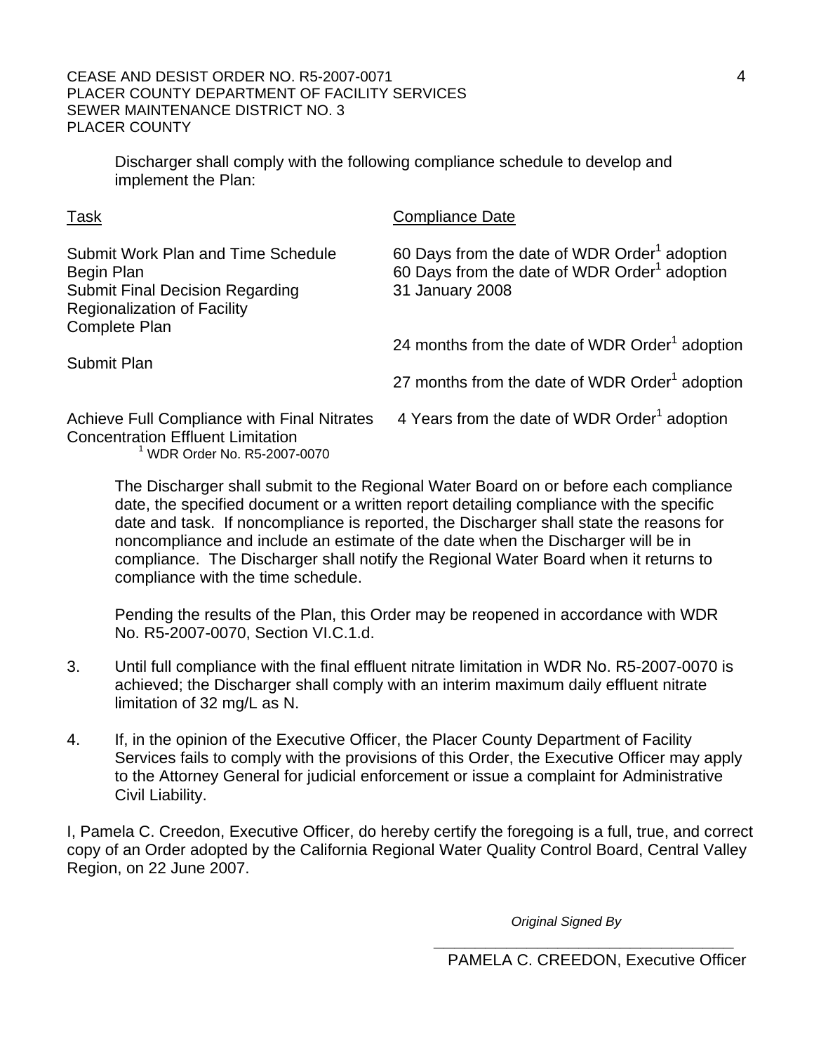Discharger shall comply with the following compliance schedule to develop and implement the Plan:

| Task | Compliance Date |
|---|---|
| Submit Work Plan and Time Schedule | 60 Days from the date of WDR Order[1] adoption |
| Begin Plan | 60 Days from the date of WDR Order[1] adoption |
| Submit Final Decision Regarding Regionalization of Facility | 31 January 2008 |
| Complete Plan | 24 months from the date of WDR Order[1] adoption |
| Submit Plan | 27 months from the date of WDR Order[1] adoption |
| Achieve Full Compliance with Final Nitrates Concentration Effluent Limitation | 4 Years from the date of WDR Order[1] adoption |

[1] WDR Order No. R5-2007-0070

The Discharger shall submit to the Regional Water Board on or before each compliance date, the specified document or a written report detailing compliance with the specific date and task. If noncompliance is reported, the Discharger shall state the reasons for noncompliance and include an estimate of the date when the Discharger will be in compliance. The Discharger shall notify the Regional Water Board when it returns to compliance with the time schedule.

Pending the results of the Plan, this Order may be reopened in accordance with WDR No. R5-2007-0070, Section VI.C.1.d.

3. Until full compliance with the final effluent nitrate limitation in WDR No. R5-2007-0070 is achieved; the Discharger shall comply with an interim maximum daily effluent nitrate limitation of 32 mg/L as N.

4. If, in the opinion of the Executive Officer, the Placer County Department of Facility Services fails to comply with the provisions of this Order, the Executive Officer may apply to the Attorney General for judicial enforcement or issue a complaint for Administrative Civil Liability.

I, Pamela C. Creedon, Executive Officer, do hereby certify the foregoing is a full, true, and correct copy of an Order adopted by the California Regional Water Quality Control Board, Central Valley Region, on 22 June 2007.

*Original Signed By*

\_\_\_\_\_\_\_\_\_\_\_\_\_\_\_\_\_\_\_\_\_\_\_\_\_\_\_\_\_\_\_\_\_\_\_\_

PAMELA C. CREEDON, Executive Officer